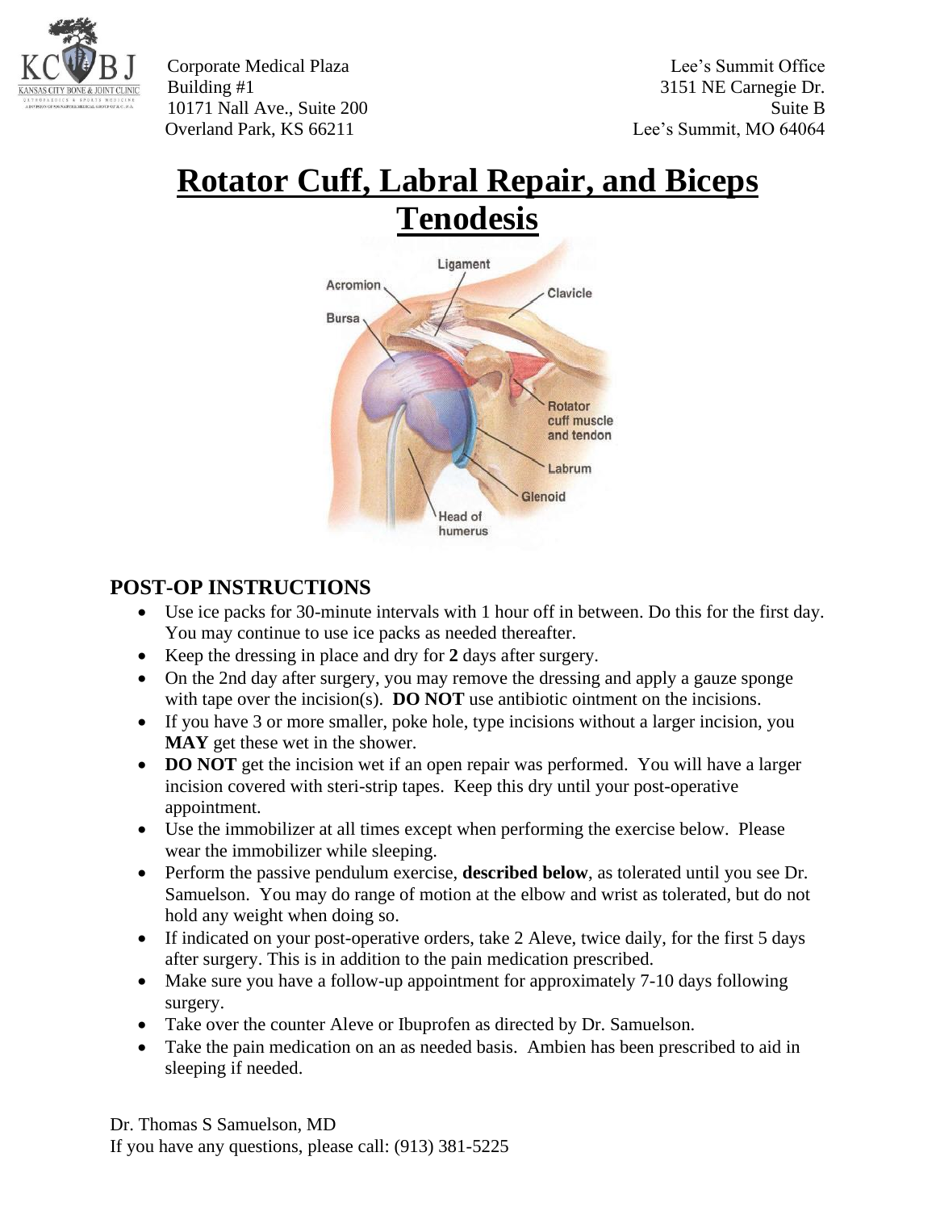Corporate Medical Plaza
Building #1
10171 Nall Ave., Suite 200
Overland Park, KS 66211

Lee's Summit Office
3151 NE Carnegie Dr.
Suite B
Lee's Summit, MO 64064

# Rotator Cuff, Labral Repair, and Biceps Tenodesis

## POST-OP INSTRUCTIONS

- Use ice packs for 30-minute intervals with 1 hour off in between. Do this for the first day. You may continue to use ice packs as needed thereafter.
- Keep the dressing in place and dry for **2** days after surgery.
- On the 2nd day after surgery, you may remove the dressing and apply a gauze sponge with tape over the incision(s). **DO NOT** use antibiotic ointment on the incisions.
- If you have 3 or more smaller, poke hole, type incisions without a larger incision, you **MAY** get these wet in the shower.
- **DO NOT** get the incision wet if an open repair was performed. You will have a larger incision covered with steri-strip tapes. Keep this dry until your post-operative appointment.
- Use the immobilizer at all times except when performing the exercise below. Please wear the immobilizer while sleeping.
- Perform the passive pendulum exercise, **described below**, as tolerated until you see Dr. Samuelson. You may do range of motion at the elbow and wrist as tolerated, but do not hold any weight when doing so.
- If indicated on your post-operative orders, take 2 Aleve, twice daily, for the first 5 days after surgery. This is in addition to the pain medication prescribed.
- Make sure you have a follow-up appointment for approximately 7-10 days following surgery.
- Take over the counter Aleve or Ibuprofen as directed by Dr. Samuelson.
- Take the pain medication on an as needed basis. Ambien has been prescribed to aid in sleeping if needed.

Dr. Thomas S Samuelson, MD
If you have any questions, please call: (913) 381-5225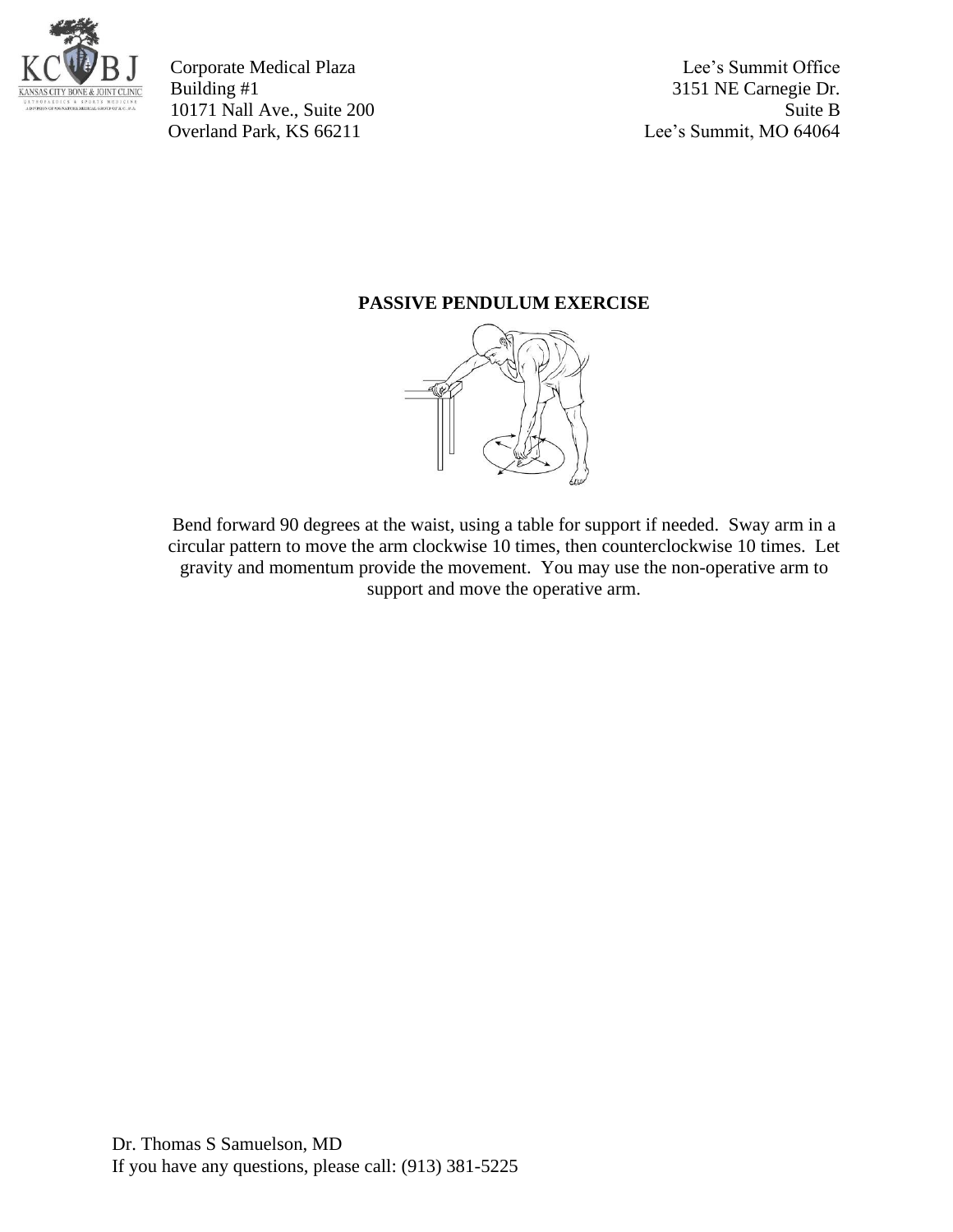Corporate Medical Plaza
Building #1
10171 Nall Ave., Suite 200
Overland Park, KS 66211

Lee's Summit Office
3151 NE Carnegie Dr.
Suite B
Lee's Summit, MO 64064

## PASSIVE PENDULUM EXERCISE

Bend forward 90 degrees at the waist, using a table for support if needed. Sway arm in a circular pattern to move the arm clockwise 10 times, then counterclockwise 10 times. Let gravity and momentum provide the movement. You may use the non-operative arm to support and move the operative arm.

Dr. Thomas S Samuelson, MD
If you have any questions, please call: (913) 381-5225